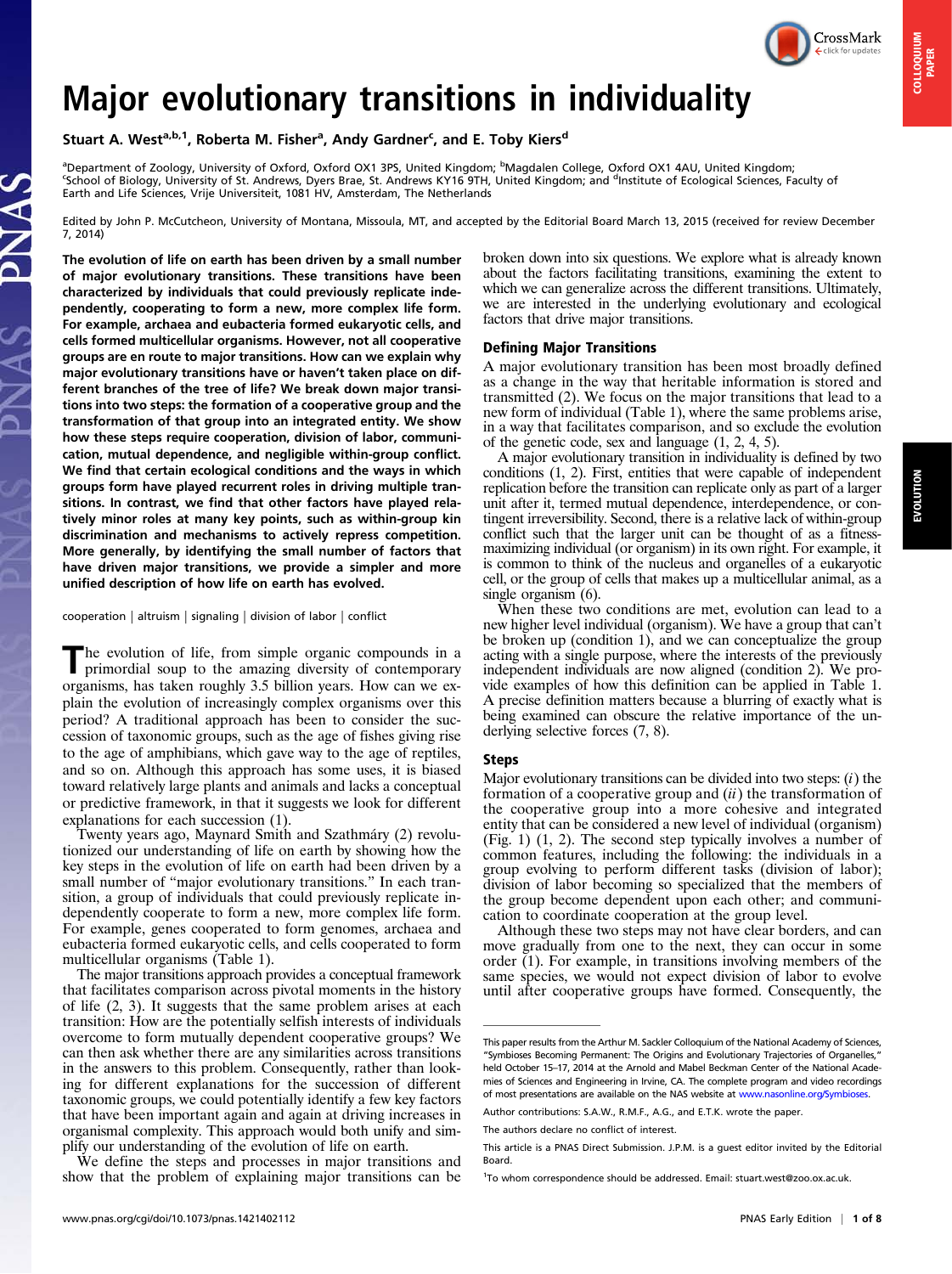# Major evolutionary transitions in individuality

Stuart A. West[a,b,1], Roberta M. Fisher[a], Andy Gardner[c], and E. Toby Kiers[d]

[a]Department of Zoology, University of Oxford, Oxford OX1 3PS, United Kingdom; [b]Magdalen College, Oxford OX1 4AU, United Kingdom; [c]School of Biology, University of St. Andrews, Dyers Brae, St. Andrews KY16 9TH, United Kingdom; and [d]Institute of Ecological Sciences, Faculty of Earth and Life Sciences, Vrije Universiteit, 1081 HV, Amsterdam, The Netherlands

Edited by John P. McCutcheon, University of Montana, Missoula, MT, and accepted by the Editorial Board March 13, 2015 (received for review December 7, 2014)

**The evolution of life on earth has been driven by a small number of major evolutionary transitions. These transitions have been characterized by individuals that could previously replicate independently, cooperating to form a new, more complex life form. For example, archaea and eubacteria formed eukaryotic cells, and cells formed multicellular organisms. However, not all cooperative groups are en route to major transitions. How can we explain why major evolutionary transitions have or haven't taken place on different branches of the tree of life? We break down major transitions into two steps: the formation of a cooperative group and the transformation of that group into an integrated entity. We show how these steps require cooperation, division of labor, communication, mutual dependence, and negligible within-group conflict. We find that certain ecological conditions and the ways in which groups form have played recurrent roles in driving multiple transitions. In contrast, we find that other factors have played relatively minor roles at many key points, such as within-group kin discrimination and mechanisms to actively repress competition. More generally, by identifying the small number of factors that have driven major transitions, we provide a simpler and more unified description of how life on earth has evolved.**

cooperation | altruism | signaling | division of labor | conflict

The evolution of life, from simple organic compounds in a primordial soup to the amazing diversity of contemporary organisms, has taken roughly 3.5 billion years. How can we explain the evolution of increasingly complex organisms over this period? A traditional approach has been to consider the succession of taxonomic groups, such as the age of fishes giving rise to the age of amphibians, which gave way to the age of reptiles, and so on. Although this approach has some uses, it is biased toward relatively large plants and animals and lacks a conceptual or predictive framework, in that it suggests we look for different explanations for each succession (1).

Twenty years ago, Maynard Smith and Szathmáry (2) revolutionized our understanding of life on earth by showing how the key steps in the evolution of life on earth had been driven by a small number of "major evolutionary transitions." In each transition, a group of individuals that could previously replicate independently cooperate to form a new, more complex life form. For example, genes cooperated to form genomes, archaea and eubacteria formed eukaryotic cells, and cells cooperated to form multicellular organisms (Table 1).

The major transitions approach provides a conceptual framework that facilitates comparison across pivotal moments in the history of life (2, 3). It suggests that the same problem arises at each transition: How are the potentially selfish interests of individuals overcome to form mutually dependent cooperative groups? We can then ask whether there are any similarities across transitions in the answers to this problem. Consequently, rather than looking for different explanations for the succession of different taxonomic groups, we could potentially identify a few key factors that have been important again and again at driving increases in organismal complexity. This approach would both unify and simplify our understanding of the evolution of life on earth.

We define the steps and processes in major transitions and show that the problem of explaining major transitions can be broken down into six questions. We explore what is already known about the factors facilitating transitions, examining the extent to which we can generalize across the different transitions. Ultimately, we are interested in the underlying evolutionary and ecological factors that drive major transitions.

## Defining Major Transitions

A major evolutionary transition has been most broadly defined as a change in the way that heritable information is stored and transmitted (2). We focus on the major transitions that lead to a new form of individual (Table 1), where the same problems arise, in a way that facilitates comparison, and so exclude the evolution of the genetic code, sex and language (1, 2, 4, 5).

A major evolutionary transition in individuality is defined by two conditions (1, 2). First, entities that were capable of independent replication before the transition can replicate only as part of a larger unit after it, termed mutual dependence, interdependence, or contingent irreversibility. Second, there is a relative lack of within-group conflict such that the larger unit can be thought of as a fitness-maximizing individual (or organism) in its own right. For example, it is common to think of the nucleus and organelles of a eukaryotic cell, or the group of cells that makes up a multicellular animal, as a single organism (6).

When these two conditions are met, evolution can lead to a new higher level individual (organism). We have a group that can't be broken up (condition 1), and we can conceptualize the group acting with a single purpose, where the interests of the previously independent individuals are now aligned (condition 2). We provide examples of how this definition can be applied in Table 1. A precise definition matters because a blurring of exactly what is being examined can obscure the relative importance of the underlying selective forces (7, 8).

## Steps

Major evolutionary transitions can be divided into two steps: (*i*) the formation of a cooperative group and (*ii*) the transformation of the cooperative group into a more cohesive and integrated entity that can be considered a new level of individual (organism) (Fig. 1) (1, 2). The second step typically involves a number of common features, including the following: the individuals in a group evolving to perform different tasks (division of labor); division of labor becoming so specialized that the members of the group become dependent upon each other; and communication to coordinate cooperation at the group level.

Although these two steps may not have clear borders, and can move gradually from one to the next, they can occur in some order (1). For example, in transitions involving members of the same species, we would not expect division of labor to evolve until after cooperative groups have formed. Consequently, the

---

This paper results from the Arthur M. Sackler Colloquium of the National Academy of Sciences, "Symbioses Becoming Permanent: The Origins and Evolutionary Trajectories of Organelles," held October 15–17, 2014 at the Arnold and Mabel Beckman Center of the National Academies of Sciences and Engineering in Irvine, CA. The complete program and video recordings of most presentations are available on the NAS website at www.nasonline.org/Symbioses.

Author contributions: S.A.W., R.M.F., A.G., and E.T.K. wrote the paper.

The authors declare no conflict of interest.

This article is a PNAS Direct Submission. J.P.M. is a guest editor invited by the Editorial Board.

[1]To whom correspondence should be addressed. Email: stuart.west@zoo.ox.ac.uk.

www.pnas.org/cgi/doi/10.1073/pnas.1421402112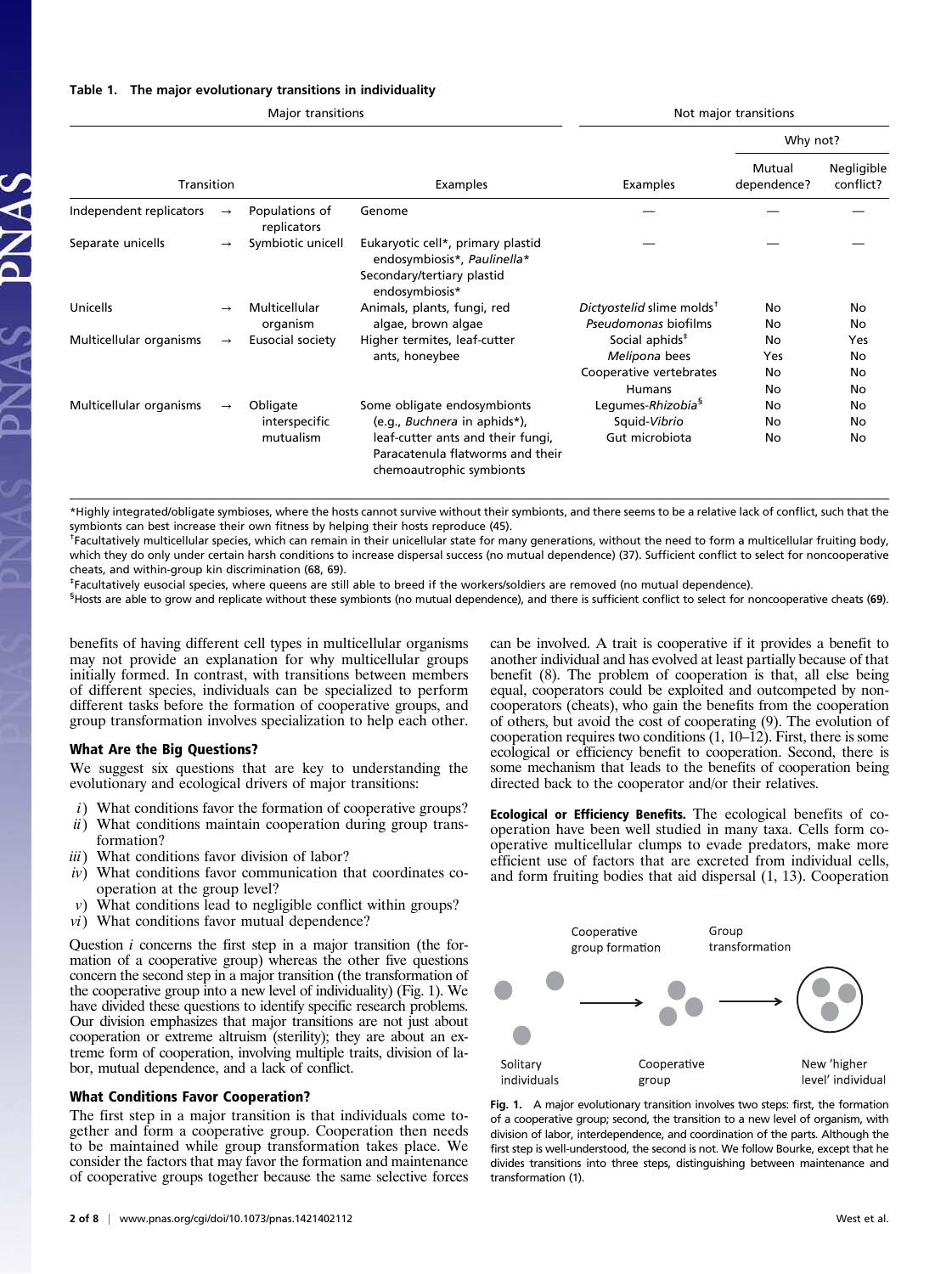**Table 1. The major evolutionary transitions in individuality**

| Major transitions | | | | Not major transitions | | |
|---|---|---|---|---|---|---|
| | | | | | Why not? | |
| Transition | | | Examples | Examples | Mutual dependence? | Negligible conflict? |
| Independent replicators | → | Populations of replicators | Genome | — | — | — |
| Separate unicells | → | Symbiotic unicell | Eukaryotic cell*, primary plastid endosymbiosis*, *Paulinella**; Secondary/tertiary plastid endosymbiosis* | — | — | — |
| Unicells | → | Multicellular organism | Animals, plants, fungi, red algae, brown algae | *Dictyostelid* slime molds[†] | No | No |
| | | | | *Pseudomonas* biofilms | No | No |
| Multicellular organisms | → | Eusocial society | Higher termites, leaf-cutter ants, honeybee | Social aphids[‡] | No | Yes |
| | | | | *Melipona* bees | Yes | No |
| | | | | Cooperative vertebrates | No | No |
| | | | | Humans | No | No |
| Multicellular organisms | → | Obligate interspecific mutualism | Some obligate endosymbionts (e.g., *Buchnera* in aphids*), leaf-cutter ants and their fungi, Paracatenula flatworms and their chemoautrophic symbionts | Legumes-*Rhizobia*[§] | No | No |
| | | | | Squid-*Vibrio* | No | No |
| | | | | Gut microbiota | No | No |

*Highly integrated/obligate symbioses, where the hosts cannot survive without their symbionts, and there seems to be a relative lack of conflict, such that the symbionts can best increase their own fitness by helping their hosts reproduce (45).

[†]Facultatively multicellular species, which can remain in their unicellular state for many generations, without the need to form a multicellular fruiting body, which they do only under certain harsh conditions to increase dispersal success (no mutual dependence) (37). Sufficient conflict to select for noncooperative cheats, and within-group kin discrimination (68, 69).

[‡]Facultatively eusocial species, where queens are still able to breed if the workers/soldiers are removed (no mutual dependence).

[§]Hosts are able to grow and replicate without these symbionts (no mutual dependence), and there is sufficient conflict to select for noncooperative cheats (**69**).

benefits of having different cell types in multicellular organisms may not provide an explanation for why multicellular groups initially formed. In contrast, with transitions between members of different species, individuals can be specialized to perform different tasks before the formation of cooperative groups, and group transformation involves specialization to help each other.

### What Are the Big Questions?

We suggest six questions that are key to understanding the evolutionary and ecological drivers of major transitions:

*i*) What conditions favor the formation of cooperative groups?
*ii*) What conditions maintain cooperation during group transformation?
*iii*) What conditions favor division of labor?
*iv*) What conditions favor communication that coordinates cooperation at the group level?
*v*) What conditions lead to negligible conflict within groups?
*vi*) What conditions favor mutual dependence?

Question *i* concerns the first step in a major transition (the formation of a cooperative group) whereas the other five questions concern the second step in a major transition (the transformation of the cooperative group into a new level of individuality) (Fig. 1). We have divided these questions to identify specific research problems. Our division emphasizes that major transitions are not just about cooperation or extreme altruism (sterility); they are about an extreme form of cooperation, involving multiple traits, division of labor, mutual dependence, and a lack of conflict.

### What Conditions Favor Cooperation?

The first step in a major transition is that individuals come together and form a cooperative group. Cooperation then needs to be maintained while group transformation takes place. We consider the factors that may favor the formation and maintenance of cooperative groups together because the same selective forces can be involved. A trait is cooperative if it provides a benefit to another individual and has evolved at least partially because of that benefit (8). The problem of cooperation is that, all else being equal, cooperators could be exploited and outcompeted by noncooperators (cheats), who gain the benefits from the cooperation of others, but avoid the cost of cooperating (9). The evolution of cooperation requires two conditions (1, 10–12). First, there is some ecological or efficiency benefit to cooperation. Second, there is some mechanism that leads to the benefits of cooperation being directed back to the cooperator and/or their relatives.

**Ecological or Efficiency Benefits.** The ecological benefits of cooperation have been well studied in many taxa. Cells form cooperative multicellular clumps to evade predators, make more efficient use of factors that are excreted from individual cells, and form fruiting bodies that aid dispersal (1, 13). Cooperation

Cooperative group formation
Group transformation
Solitary individuals
Cooperative group
New 'higher level' individual

**Fig. 1.** A major evolutionary transition involves two steps: first, the formation of a cooperative group; second, the transition to a new level of organism, with division of labor, interdependence, and coordination of the parts. Although the first step is well-understood, the second is not. We follow Bourke, except that he divides transitions into three steps, distinguishing between maintenance and transformation (1).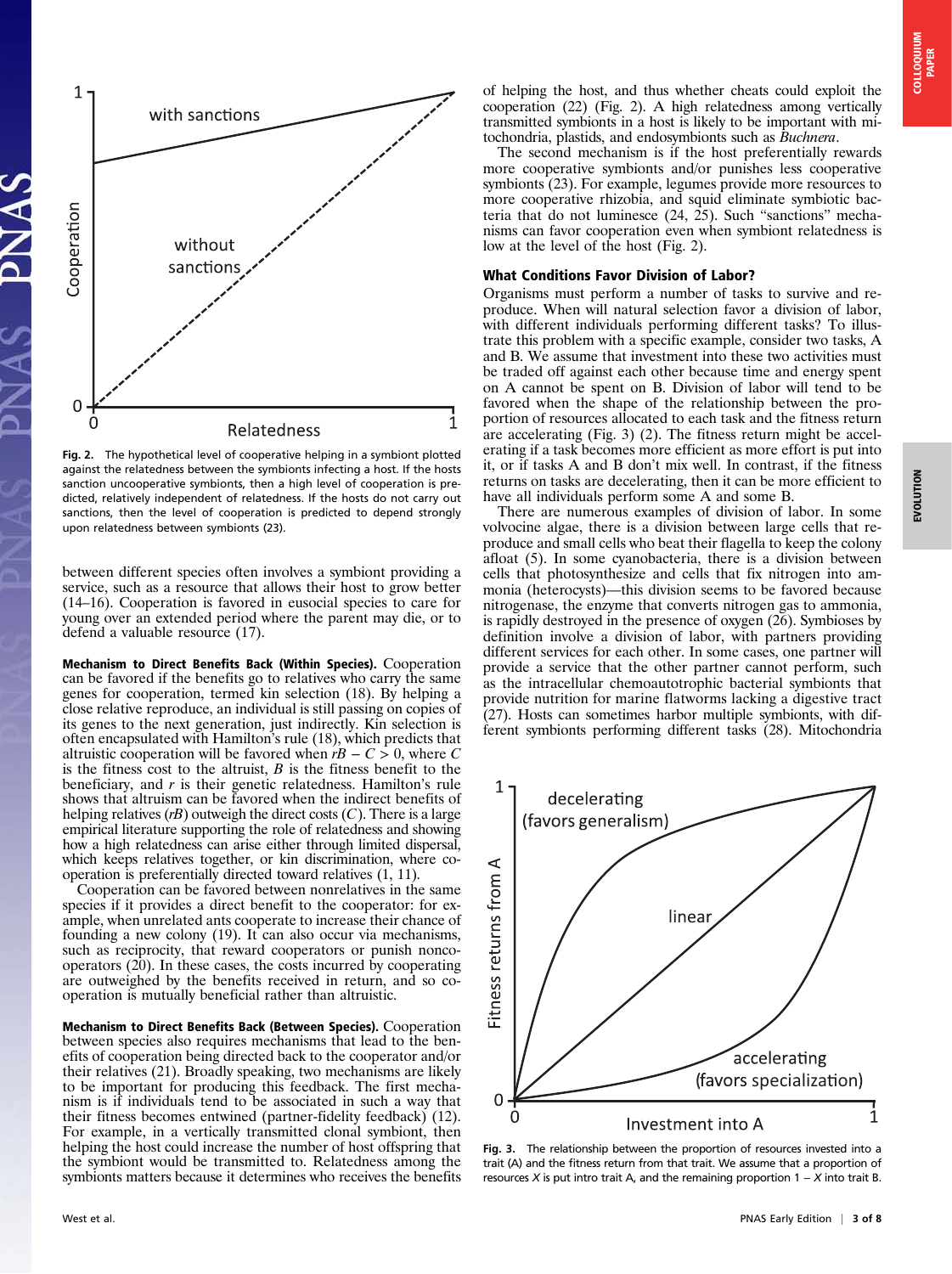Fig. 2. The hypothetical level of cooperative helping in a symbiont plotted against the relatedness between the symbionts infecting a host. If the hosts sanction uncooperative symbionts, then a high level of cooperation is predicted, relatively independent of relatedness. If the hosts do not carry out sanctions, then the level of cooperation is predicted to depend strongly upon relatedness between symbionts (23).

between different species often involves a symbiont providing a service, such as a resource that allows their host to grow better (14–16). Cooperation is favored in eusocial species to care for young over an extended period where the parent may die, or to defend a valuable resource (17).

**Mechanism to Direct Benefits Back (Within Species).** Cooperation can be favored if the benefits go to relatives who carry the same genes for cooperation, termed kin selection (18). By helping a close relative reproduce, an individual is still passing on copies of its genes to the next generation, just indirectly. Kin selection is often encapsulated with Hamilton's rule (18), which predicts that altruistic cooperation will be favored when $rB - C > 0$, where $C$ is the fitness cost to the altruist, $B$ is the fitness benefit to the beneficiary, and $r$ is their genetic relatedness. Hamilton's rule shows that altruism can be favored when the indirect benefits of helping relatives ($rB$) outweigh the direct costs ($C$). There is a large empirical literature supporting the role of relatedness and showing how a high relatedness can arise either through limited dispersal, which keeps relatives together, or kin discrimination, where cooperation is preferentially directed toward relatives (1, 11).

Cooperation can be favored between nonrelatives in the same species if it provides a direct benefit to the cooperator: for example, when unrelated ants cooperate to increase their chance of founding a new colony (19). It can also occur via mechanisms, such as reciprocity, that reward cooperators or punish noncooperators (20). In these cases, the costs incurred by cooperating are outweighed by the benefits received in return, and so cooperation is mutually beneficial rather than altruistic.

**Mechanism to Direct Benefits Back (Between Species).** Cooperation between species also requires mechanisms that lead to the benefits of cooperation being directed back to the cooperator and/or their relatives (21). Broadly speaking, two mechanisms are likely to be important for producing this feedback. The first mechanism is if individuals tend to be associated in such a way that their fitness becomes entwined (partner-fidelity feedback) (12). For example, in a vertically transmitted clonal symbiont, then helping the host could increase the number of host offspring that the symbiont would be transmitted to. Relatedness among the symbionts matters because it determines who receives the benefits of helping the host, and thus whether cheats could exploit the cooperation (22) (Fig. 2). A high relatedness among vertically transmitted symbionts in a host is likely to be important with mitochondria, plastids, and endosymbionts such as *Buchnera*.

The second mechanism is if the host preferentially rewards more cooperative symbionts and/or punishes less cooperative symbionts (23). For example, legumes provide more resources to more cooperative rhizobia, and squid eliminate symbiotic bacteria that do not luminesce (24, 25). Such "sanctions" mechanisms can favor cooperation even when symbiont relatedness is low at the level of the host (Fig. 2).

## What Conditions Favor Division of Labor?

Organisms must perform a number of tasks to survive and reproduce. When will natural selection favor a division of labor, with different individuals performing different tasks? To illustrate this problem with a specific example, consider two tasks, A and B. We assume that investment into these two activities must be traded off against each other because time and energy spent on A cannot be spent on B. Division of labor will tend to be favored when the shape of the relationship between the proportion of resources allocated to each task and the fitness return are accelerating (Fig. 3) (2). The fitness return might be accelerating if a task becomes more efficient as more effort is put into it, or if tasks A and B don't mix well. In contrast, if the fitness returns on tasks are decelerating, then it can be more efficient to have all individuals perform some A and some B.

There are numerous examples of division of labor. In some volvocine algae, there is a division between large cells that reproduce and small cells who beat their flagella to keep the colony afloat (5). In some cyanobacteria, there is a division between cells that photosynthesize and cells that fix nitrogen into ammonia (heterocysts)—this division seems to be favored because nitrogenase, the enzyme that converts nitrogen gas to ammonia, is rapidly destroyed in the presence of oxygen (26). Symbioses by definition involve a division of labor, with partners providing different services for each other. In some cases, one partner will provide a service that the other partner cannot perform, such as the intracellular chemoautotrophic bacterial symbionts that provide nutrition for marine flatworms lacking a digestive tract (27). Hosts can sometimes harbor multiple symbionts, with different symbionts performing different tasks (28). Mitochondria

Fig. 3. The relationship between the proportion of resources invested into a trait (A) and the fitness return from that trait. We assume that a proportion of resources $X$ is put intro trait A, and the remaining proportion $1 - X$ into trait B.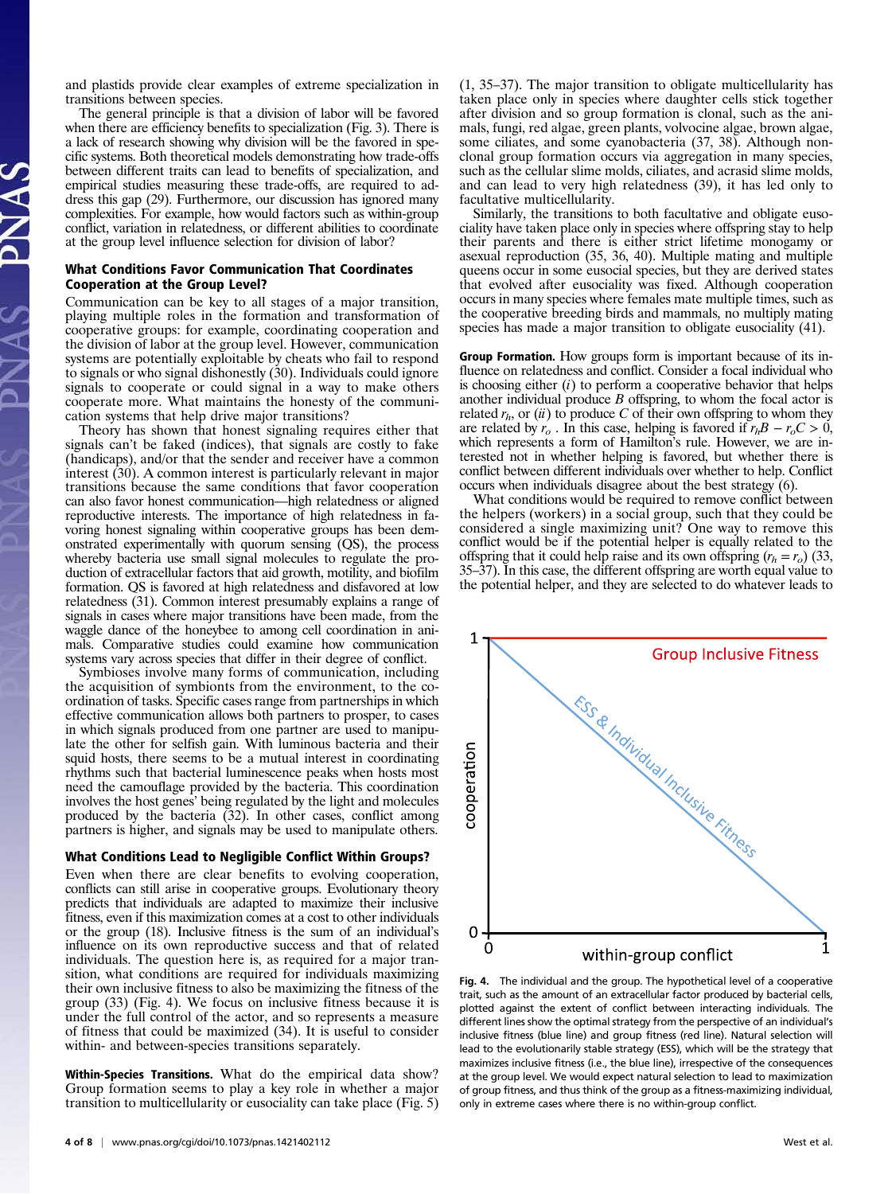and plastids provide clear examples of extreme specialization in transitions between species.

The general principle is that a division of labor will be favored when there are efficiency benefits to specialization (Fig. 3). There is a lack of research showing why division will be the favored in specific systems. Both theoretical models demonstrating how trade-offs between different traits can lead to benefits of specialization, and empirical studies measuring these trade-offs, are required to address this gap (29). Furthermore, our discussion has ignored many complexities. For example, how would factors such as within-group conflict, variation in relatedness, or different abilities to coordinate at the group level influence selection for division of labor?

### What Conditions Favor Communication That Coordinates Cooperation at the Group Level?

Communication can be key to all stages of a major transition, playing multiple roles in the formation and transformation of cooperative groups: for example, coordinating cooperation and the division of labor at the group level. However, communication systems are potentially exploitable by cheats who fail to respond to signals or who signal dishonestly (30). Individuals could ignore signals to cooperate or could signal in a way to make others cooperate more. What maintains the honesty of the communication systems that help drive major transitions?

Theory has shown that honest signaling requires either that signals can't be faked (indices), that signals are costly to fake (handicaps), and/or that the sender and receiver have a common interest (30). A common interest is particularly relevant in major transitions because the same conditions that favor cooperation can also favor honest communication—high relatedness or aligned reproductive interests. The importance of high relatedness in favoring honest signaling within cooperative groups has been demonstrated experimentally with quorum sensing (QS), the process whereby bacteria use small signal molecules to regulate the production of extracellular factors that aid growth, motility, and biofilm formation. QS is favored at high relatedness and disfavored at low relatedness (31). Common interest presumably explains a range of signals in cases where major transitions have been made, from the waggle dance of the honeybee to among cell coordination in animals. Comparative studies could examine how communication systems vary across species that differ in their degree of conflict.

Symbioses involve many forms of communication, including the acquisition of symbionts from the environment, to the coordination of tasks. Specific cases range from partnerships in which effective communication allows both partners to prosper, to cases in which signals produced from one partner are used to manipulate the other for selfish gain. With luminous bacteria and their squid hosts, there seems to be a mutual interest in coordinating rhythms such that bacterial luminescence peaks when hosts most need the camouflage provided by the bacteria. This coordination involves the host genes' being regulated by the light and molecules produced by the bacteria (32). In other cases, conflict among partners is higher, and signals may be used to manipulate others.

### What Conditions Lead to Negligible Conflict Within Groups?

Even when there are clear benefits to evolving cooperation, conflicts can still arise in cooperative groups. Evolutionary theory predicts that individuals are adapted to maximize their inclusive fitness, even if this maximization comes at a cost to other individuals or the group (18). Inclusive fitness is the sum of an individual's influence on its own reproductive success and that of related individuals. The question here is, as required for a major transition, what conditions are required for individuals maximizing their own inclusive fitness to also be maximizing the fitness of the group (33) (Fig. 4). We focus on inclusive fitness because it is under the full control of the actor, and so represents a measure of fitness that could be maximized (34). It is useful to consider within- and between-species transitions separately.

**Within-Species Transitions.** What do the empirical data show? Group formation seems to play a key role in whether a major transition to multicellularity or eusociality can take place (Fig. 5) (1, 35–37). The major transition to obligate multicellularity has taken place only in species where daughter cells stick together after division and so group formation is clonal, such as the animals, fungi, red algae, green plants, volvocine algae, brown algae, some ciliates, and some cyanobacteria (37, 38). Although nonclonal group formation occurs via aggregation in many species, such as the cellular slime molds, ciliates, and acrasid slime molds, and can lead to very high relatedness (39), it has led only to facultative multicellularity.

Similarly, the transitions to both facultative and obligate eusociality have taken place only in species where offspring stay to help their parents and there is either strict lifetime monogamy or asexual reproduction (35, 36, 40). Multiple mating and multiple queens occur in some eusocial species, but they are derived states that evolved after eusociality was fixed. Although cooperation occurs in many species where females mate multiple times, such as the cooperative breeding birds and mammals, no multiply mating species has made a major transition to obligate eusociality (41).

**Group Formation.** How groups form is important because of its influence on relatedness and conflict. Consider a focal individual who is choosing either (*i*) to perform a cooperative behavior that helps another individual produce $B$ offspring, to whom the focal actor is related $r_h$, or (*ii*) to produce $C$ of their own offspring to whom they are related by $r_o$ . In this case, helping is favored if $r_hB - r_oC > 0$, which represents a form of Hamilton's rule. However, we are interested not in whether helping is favored, but whether there is conflict between different individuals over whether to help. Conflict occurs when individuals disagree about the best strategy (6).

What conditions would be required to remove conflict between the helpers (workers) in a social group, such that they could be considered a single maximizing unit? One way to remove this conflict would be if the potential helper is equally related to the offspring that it could help raise and its own offspring ($r_h = r_o$) (33, 35–37). In this case, the different offspring are worth equal value to the potential helper, and they are selected to do whatever leads to

1
0
cooperation
0
within-group conflict
1
Group Inclusive Fitness
ESS & Individual Inclusive Fitness

Fig. 4. The individual and the group. The hypothetical level of a cooperative trait, such as the amount of an extracellular factor produced by bacterial cells, plotted against the extent of conflict between interacting individuals. The different lines show the optimal strategy from the perspective of an individual's inclusive fitness (blue line) and group fitness (red line). Natural selection will lead to the evolutionarily stable strategy (ESS), which will be the strategy that maximizes inclusive fitness (i.e., the blue line), irrespective of the consequences at the group level. We would expect natural selection to lead to maximization of group fitness, and thus think of the group as a fitness-maximizing individual, only in extreme cases where there is no within-group conflict.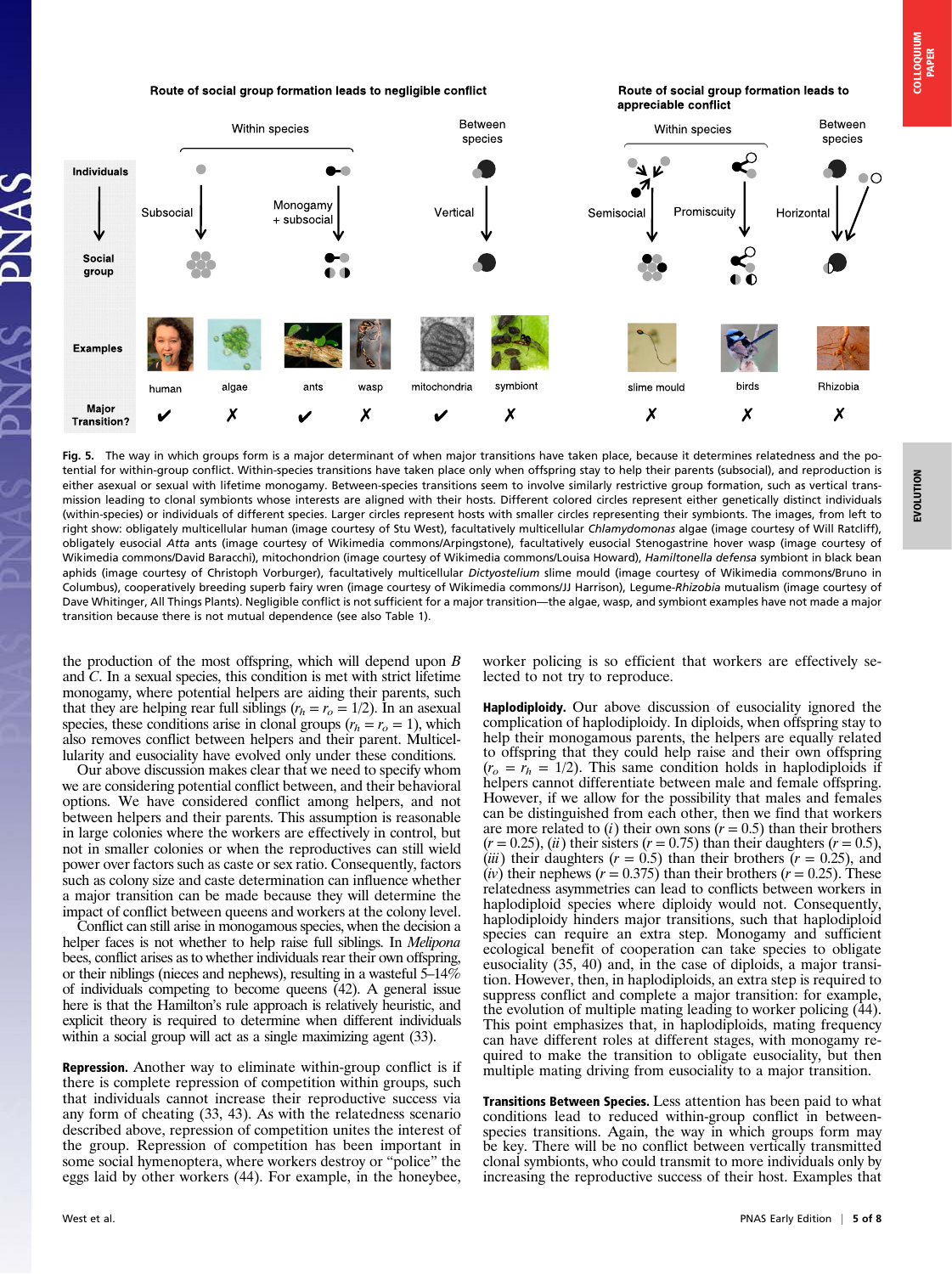Route of social group formation leads to negligible conflict

Route of social group formation leads to appreciable conflict

Within species

Between species

Within species

Between species

Individuals

Social group

Subsocial

Monogamy + subsocial

Vertical

Semisocial

Promiscuity

Horizontal

Examples

human

algae

ants

wasp

mitochondria

symbiont

slime mould

birds

Rhizobia

Major Transition?

✔ ✗ ✔ ✗ ✔ ✗ ✗ ✗ ✗

**Fig. 5.** The way in which groups form is a major determinant of when major transitions have taken place, because it determines relatedness and the potential for within-group conflict. Within-species transitions have taken place only when offspring stay to help their parents (subsocial), and reproduction is either asexual or sexual with lifetime monogamy. Between-species transitions seem to involve similarly restrictive group formation, such as vertical transmission leading to clonal symbionts whose interests are aligned with their hosts. Different colored circles represent either genetically distinct individuals (within-species) or individuals of different species. Larger circles represent hosts with smaller circles representing their symbionts. The images, from left to right show: obligately multicellular human (image courtesy of Stu West), facultatively multicellular *Chlamydomonas* algae (image courtesy of Will Ratcliff), obligately eusocial *Atta* ants (image courtesy of Wikimedia commons/Arpingstone), facultatively eusocial Stenogastrine hover wasp (image courtesy of Wikimedia commons/David Baracchi), mitochondrion (image courtesy of Wikimedia commons/Louisa Howard), *Hamiltonella defensa* symbiont in black bean aphids (image courtesy of Christoph Vorburger), facultatively multicellular *Dictyostelium* slime mould (image courtesy of Wikimedia commons/Bruno in Columbus), cooperatively breeding superb fairy wren (image courtesy of Wikimedia commons/JJ Harrison), Legume-*Rhizobia* mutualism (image courtesy of Dave Whitinger, All Things Plants). Negligible conflict is not sufficient for a major transition—the algae, wasp, and symbiont examples have not made a major transition because there is not mutual dependence (see also Table 1).

the production of the most offspring, which will depend upon $B$ and $C$. In a sexual species, this condition is met with strict lifetime monogamy, where potential helpers are aiding their parents, such that they are helping rear full siblings ($r_h = r_o = 1/2$). In an asexual species, these conditions arise in clonal groups ($r_h = r_o = 1$), which also removes conflict between helpers and their parent. Multicellularity and eusociality have evolved only under these conditions.

Our above discussion makes clear that we need to specify whom we are considering potential conflict between, and their behavioral options. We have considered conflict among helpers, and not between helpers and their parents. This assumption is reasonable in large colonies where the workers are effectively in control, but not in smaller colonies or when the reproductives can still wield power over factors such as caste or sex ratio. Consequently, factors such as colony size and caste determination can influence whether a major transition can be made because they will determine the impact of conflict between queens and workers at the colony level.

Conflict can still arise in monogamous species, when the decision a helper faces is not whether to help raise full siblings. In *Melipona* bees, conflict arises as to whether individuals rear their own offspring, or their niblings (nieces and nephews), resulting in a wasteful 5–14% of individuals competing to become queens (42). A general issue here is that the Hamilton's rule approach is relatively heuristic, and explicit theory is required to determine when different individuals within a social group will act as a single maximizing agent (33).

**Repression.** Another way to eliminate within-group conflict is if there is complete repression of competition within groups, such that individuals cannot increase their reproductive success via any form of cheating (33, 43). As with the relatedness scenario described above, repression of competition unites the interest of the group. Repression of competition has been important in some social hymenoptera, where workers destroy or "police" the eggs laid by other workers (44). For example, in the honeybee, worker policing is so efficient that workers are effectively selected to not try to reproduce.

**Haplodiploidy.** Our above discussion of eusociality ignored the complication of haplodiploidy. In diploids, when offspring stay to help their monogamous parents, the helpers are equally related to offspring that they could help raise and their own offspring ($r_o = r_h = 1/2$). This same condition holds in haplodiploids if helpers cannot differentiate between male and female offspring. However, if we allow for the possibility that males and females can be distinguished from each other, then we find that workers are more related to (*i*) their own sons ($r = 0.5$) than their brothers ($r = 0.25$), (*ii*) their sisters ($r = 0.75$) than their daughters ($r = 0.5$), (*iii*) their daughters ($r = 0.5$) than their brothers ($r = 0.25$), and (*iv*) their nephews ($r = 0.375$) than their brothers ($r = 0.25$). These relatedness asymmetries can lead to conflicts between workers in haplodiploid species where diploidy would not. Consequently, haplodiploidy hinders major transitions, such that haplodiploid species can require an extra step. Monogamy and sufficient ecological benefit of cooperation can take species to obligate eusociality (35, 40) and, in the case of diploids, a major transition. However, then, in haplodiploids, an extra step is required to suppress conflict and complete a major transition: for example, the evolution of multiple mating leading to worker policing (44). This point emphasizes that, in haplodiploids, mating frequency can have different roles at different stages, with monogamy required to make the transition to obligate eusociality, but then multiple mating driving from eusociality to a major transition.

**Transitions Between Species.** Less attention has been paid to what conditions lead to reduced within-group conflict in between-species transitions. Again, the way in which groups form may be key. There will be no conflict between vertically transmitted clonal symbionts, who could transmit to more individuals only by increasing the reproductive success of their host. Examples that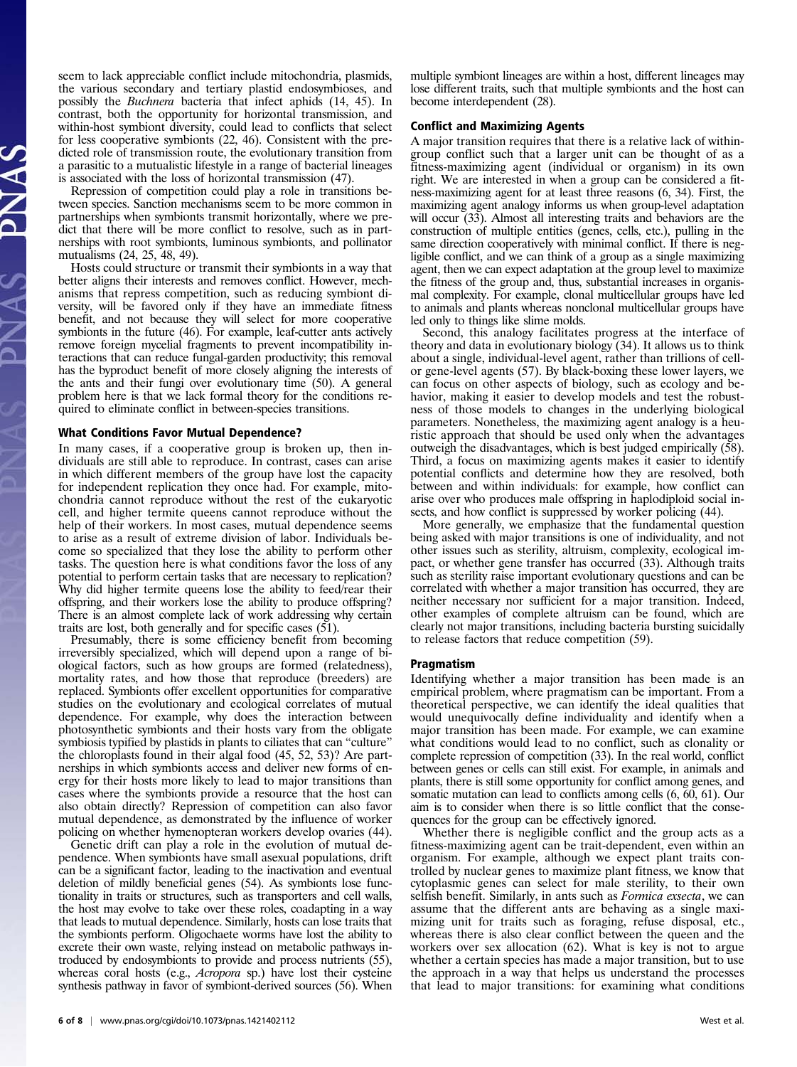seem to lack appreciable conflict include mitochondria, plasmids, the various secondary and tertiary plastid endosymbioses, and possibly the *Buchnera* bacteria that infect aphids (14, 45). In contrast, both the opportunity for horizontal transmission, and within-host symbiont diversity, could lead to conflicts that select for less cooperative symbionts (22, 46). Consistent with the predicted role of transmission route, the evolutionary transition from a parasitic to a mutualistic lifestyle in a range of bacterial lineages is associated with the loss of horizontal transmission (47).

Repression of competition could play a role in transitions between species. Sanction mechanisms seem to be more common in partnerships when symbionts transmit horizontally, where we predict that there will be more conflict to resolve, such as in partnerships with root symbionts, luminous symbionts, and pollinator mutualisms (24, 25, 48, 49).

Hosts could structure or transmit their symbionts in a way that better aligns their interests and removes conflict. However, mechanisms that repress competition, such as reducing symbiont diversity, will be favored only if they have an immediate fitness benefit, and not because they will select for more cooperative symbionts in the future (46). For example, leaf-cutter ants actively remove foreign mycelial fragments to prevent incompatibility interactions that can reduce fungal-garden productivity; this removal has the byproduct benefit of more closely aligning the interests of the ants and their fungi over evolutionary time (50). A general problem here is that we lack formal theory for the conditions required to eliminate conflict in between-species transitions.

## What Conditions Favor Mutual Dependence?

In many cases, if a cooperative group is broken up, then individuals are still able to reproduce. In contrast, cases can arise in which different members of the group have lost the capacity for independent replication they once had. For example, mitochondria cannot reproduce without the rest of the eukaryotic cell, and higher termite queens cannot reproduce without the help of their workers. In most cases, mutual dependence seems to arise as a result of extreme division of labor. Individuals become so specialized that they lose the ability to perform other tasks. The question here is what conditions favor the loss of any potential to perform certain tasks that are necessary to replication? Why did higher termite queens lose the ability to feed/rear their offspring, and their workers lose the ability to produce offspring? There is an almost complete lack of work addressing why certain traits are lost, both generally and for specific cases (51).

Presumably, there is some efficiency benefit from becoming irreversibly specialized, which will depend upon a range of biological factors, such as how groups are formed (relatedness), mortality rates, and how those that reproduce (breeders) are replaced. Symbionts offer excellent opportunities for comparative studies on the evolutionary and ecological correlates of mutual dependence. For example, why does the interaction between photosynthetic symbionts and their hosts vary from the obligate symbiosis typified by plastids in plants to ciliates that can "culture" the chloroplasts found in their algal food (45, 52, 53)? Are partnerships in which symbionts access and deliver new forms of energy for their hosts more likely to lead to major transitions than cases where the symbionts provide a resource that the host can also obtain directly? Repression of competition can also favor mutual dependence, as demonstrated by the influence of worker policing on whether hymenopteran workers develop ovaries (44).

Genetic drift can play a role in the evolution of mutual dependence. When symbionts have small asexual populations, drift can be a significant factor, leading to the inactivation and eventual deletion of mildly beneficial genes (54). As symbionts lose functionality in traits or structures, such as transporters and cell walls, the host may evolve to take over these roles, coadapting in a way that leads to mutual dependence. Similarly, hosts can lose traits that the symbionts perform. Oligochaete worms have lost the ability to excrete their own waste, relying instead on metabolic pathways introduced by endosymbionts to provide and process nutrients (55), whereas coral hosts (e.g., *Acropora* sp.) have lost their cysteine synthesis pathway in favor of symbiont-derived sources (56). When multiple symbiont lineages are within a host, different lineages may lose different traits, such that multiple symbionts and the host can become interdependent (28).

## Conflict and Maximizing Agents

A major transition requires that there is a relative lack of within-group conflict such that a larger unit can be thought of as a fitness-maximizing agent (individual or organism) in its own right. We are interested in when a group can be considered a fitness-maximizing agent for at least three reasons (6, 34). First, the maximizing agent analogy informs us when group-level adaptation will occur (33). Almost all interesting traits and behaviors are the construction of multiple entities (genes, cells, etc.), pulling in the same direction cooperatively with minimal conflict. If there is negligible conflict, and we can think of a group as a single maximizing agent, then we can expect adaptation at the group level to maximize the fitness of the group and, thus, substantial increases in organismal complexity. For example, clonal multicellular groups have led to animals and plants whereas nonclonal multicellular groups have led only to things like slime molds.

Second, this analogy facilitates progress at the interface of theory and data in evolutionary biology (34). It allows us to think about a single, individual-level agent, rather than trillions of cell- or gene-level agents (57). By black-boxing these lower layers, we can focus on other aspects of biology, such as ecology and behavior, making it easier to develop models and test the robustness of those models to changes in the underlying biological parameters. Nonetheless, the maximizing agent analogy is a heuristic approach that should be used only when the advantages outweigh the disadvantages, which is best judged empirically (58). Third, a focus on maximizing agents makes it easier to identify potential conflicts and determine how they are resolved, both between and within individuals: for example, how conflict can arise over who produces male offspring in haplodiploid social insects, and how conflict is suppressed by worker policing (44).

More generally, we emphasize that the fundamental question being asked with major transitions is one of individuality, and not other issues such as sterility, altruism, complexity, ecological impact, or whether gene transfer has occurred (33). Although traits such as sterility raise important evolutionary questions and can be correlated with whether a major transition has occurred, they are neither necessary nor sufficient for a major transition. Indeed, other examples of complete altruism can be found, which are clearly not major transitions, including bacteria bursting suicidally to release factors that reduce competition (59).

## Pragmatism

Identifying whether a major transition has been made is an empirical problem, where pragmatism can be important. From a theoretical perspective, we can identify the ideal qualities that would unequivocally define individuality and identify when a major transition has been made. For example, we can examine what conditions would lead to no conflict, such as clonality or complete repression of competition (33). In the real world, conflict between genes or cells can still exist. For example, in animals and plants, there is still some opportunity for conflict among genes, and somatic mutation can lead to conflicts among cells (6, 60, 61). Our aim is to consider when there is so little conflict that the consequences for the group can be effectively ignored.

Whether there is negligible conflict and the group acts as a fitness-maximizing agent can be trait-dependent, even within an organism. For example, although we expect plant traits controlled by nuclear genes to maximize plant fitness, we know that cytoplasmic genes can select for male sterility, to their own selfish benefit. Similarly, in ants such as *Formica exsecta*, we can assume that the different ants are behaving as a single maximizing unit for traits such as foraging, refuse disposal, etc., whereas there is also clear conflict between the queen and the workers over sex allocation (62). What is key is not to argue whether a certain species has made a major transition, but to use the approach in a way that helps us understand the processes that lead to major transitions: for examining what conditions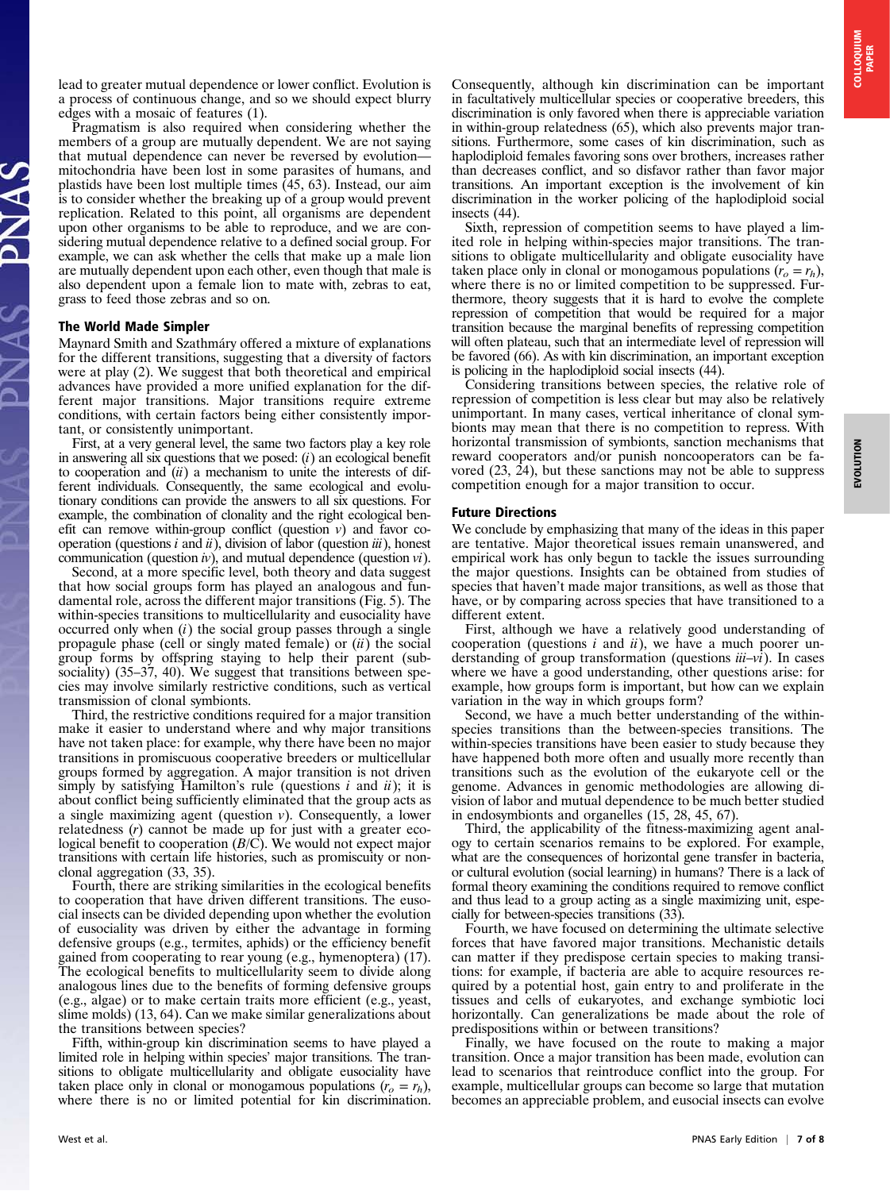lead to greater mutual dependence or lower conflict. Evolution is a process of continuous change, and so we should expect blurry edges with a mosaic of features (1).

Pragmatism is also required when considering whether the members of a group are mutually dependent. We are not saying that mutual dependence can never be reversed by evolution—mitochondria have been lost in some parasites of humans, and plastids have been lost multiple times (45, 63). Instead, our aim is to consider whether the breaking up of a group would prevent replication. Related to this point, all organisms are dependent upon other organisms to be able to reproduce, and we are considering mutual dependence relative to a defined social group. For example, we can ask whether the cells that make up a male lion are mutually dependent upon each other, even though that male is also dependent upon a female lion to mate with, zebras to eat, grass to feed those zebras and so on.

## The World Made Simpler

Maynard Smith and Szathmáry offered a mixture of explanations for the different transitions, suggesting that a diversity of factors were at play (2). We suggest that both theoretical and empirical advances have provided a more unified explanation for the different major transitions. Major transitions require extreme conditions, with certain factors being either consistently important, or consistently unimportant.

First, at a very general level, the same two factors play a key role in answering all six questions that we posed: (*i*) an ecological benefit to cooperation and (*ii*) a mechanism to unite the interests of different individuals. Consequently, the same ecological and evolutionary conditions can provide the answers to all six questions. For example, the combination of clonality and the right ecological benefit can remove within-group conflict (question *v*) and favor cooperation (questions *i* and *ii*), division of labor (question *iii*), honest communication (question *iv*), and mutual dependence (question *vi*).

Second, at a more specific level, both theory and data suggest that how social groups form has played an analogous and fundamental role, across the different major transitions (Fig. 5). The within-species transitions to multicellularity and eusociality have occurred only when (*i*) the social group passes though a single propagule phase (cell or singly mated female) or (*ii*) the social group forms by offspring staying to help their parent (subsociality) (35–37, 40). We suggest that transitions between species may involve similarly restrictive conditions, such as vertical transmission of clonal symbionts.

Third, the restrictive conditions required for a major transition make it easier to understand where and why major transitions have not taken place: for example, why there have been no major transitions in promiscuous cooperative breeders or multicellular groups formed by aggregation. A major transition is not driven simply by satisfying Hamilton's rule (questions *i* and *ii*); it is about conflict being sufficiently eliminated that the group acts as a single maximizing agent (question *v*). Consequently, a lower relatedness ($r$) cannot be made up for just with a greater ecological benefit to cooperation ($B/C$). We would not expect major transitions with certain life histories, such as promiscuity or nonclonal aggregation (33, 35).

Fourth, there are striking similarities in the ecological benefits to cooperation that have driven different transitions. The eusocial insects can be divided depending upon whether the evolution of eusociality was driven by either the advantage in forming defensive groups (e.g., termites, aphids) or the efficiency benefit gained from cooperating to rear young (e.g., hymenoptera) (17). The ecological benefits to multicellularity seem to divide along analogous lines due to the benefits of forming defensive groups (e.g., algae) or to make certain traits more efficient (e.g., yeast, slime molds) (13, 64). Can we make similar generalizations about the transitions between species?

Fifth, within-group kin discrimination seems to have played a limited role in helping within species' major transitions. The transitions to obligate multicellularity and obligate eusociality have taken place only in clonal or monogamous populations ($r_o = r_h$), where there is no or limited potential for kin discrimination. Consequently, although kin discrimination can be important in facultatively multicellular species or cooperative breeders, this discrimination is only favored when there is appreciable variation in within-group relatedness (65), which also prevents major transitions. Furthermore, some cases of kin discrimination, such as haplodiploid females favoring sons over brothers, increases rather than decreases conflict, and so disfavor rather than favor major transitions. An important exception is the involvement of kin discrimination in the worker policing of the haplodiploid social insects (44).

Sixth, repression of competition seems to have played a limited role in helping within-species major transitions. The transitions to obligate multicellularity and obligate eusociality have taken place only in clonal or monogamous populations ($r_o = r_h$), where there is no or limited competition to be suppressed. Furthermore, theory suggests that it is hard to evolve the complete repression of competition that would be required for a major transition because the marginal benefits of repressing competition will often plateau, such that an intermediate level of repression will be favored (66). As with kin discrimination, an important exception is policing in the haplodiploid social insects (44).

Considering transitions between species, the relative role of repression of competition is less clear but may also be relatively unimportant. In many cases, vertical inheritance of clonal symbionts may mean that there is no competition to repress. With horizontal transmission of symbionts, sanction mechanisms that reward cooperators and/or punish noncooperators can be favored (23, 24), but these sanctions may not be able to suppress competition enough for a major transition to occur.

## Future Directions

We conclude by emphasizing that many of the ideas in this paper are tentative. Major theoretical issues remain unanswered, and empirical work has only begun to tackle the issues surrounding the major questions. Insights can be obtained from studies of species that haven't made major transitions, as well as those that have, or by comparing across species that have transitioned to a different extent.

First, although we have a relatively good understanding of cooperation (questions *i* and *ii*), we have a much poorer understanding of group transformation (questions *iii*–*vi*). In cases where we have a good understanding, other questions arise: for example, how groups form is important, but how can we explain variation in the way in which groups form?

Second, we have a much better understanding of the within-species transitions than the between-species transitions. The within-species transitions have been easier to study because they have happened both more often and usually more recently than transitions such as the evolution of the eukaryote cell or the genome. Advances in genomic methodologies are allowing division of labor and mutual dependence to be much better studied in endosymbionts and organelles (15, 28, 45, 67).

Third, the applicability of the fitness-maximizing agent analogy to certain scenarios remains to be explored. For example, what are the consequences of horizontal gene transfer in bacteria, or cultural evolution (social learning) in humans? There is a lack of formal theory examining the conditions required to remove conflict and thus lead to a group acting as a single maximizing unit, especially for between-species transitions (33).

Fourth, we have focused on determining the ultimate selective forces that have favored major transitions. Mechanistic details can matter if they predispose certain species to making transitions: for example, if bacteria are able to acquire resources required by a potential host, gain entry to and proliferate in the tissues and cells of eukaryotes, and exchange symbiotic loci horizontally. Can generalizations be made about the role of predispositions within or between transitions?

Finally, we have focused on the route to making a major transition. Once a major transition has been made, evolution can lead to scenarios that reintroduce conflict into the group. For example, multicellular groups can become so large that mutation becomes an appreciable problem, and eusocial insects can evolve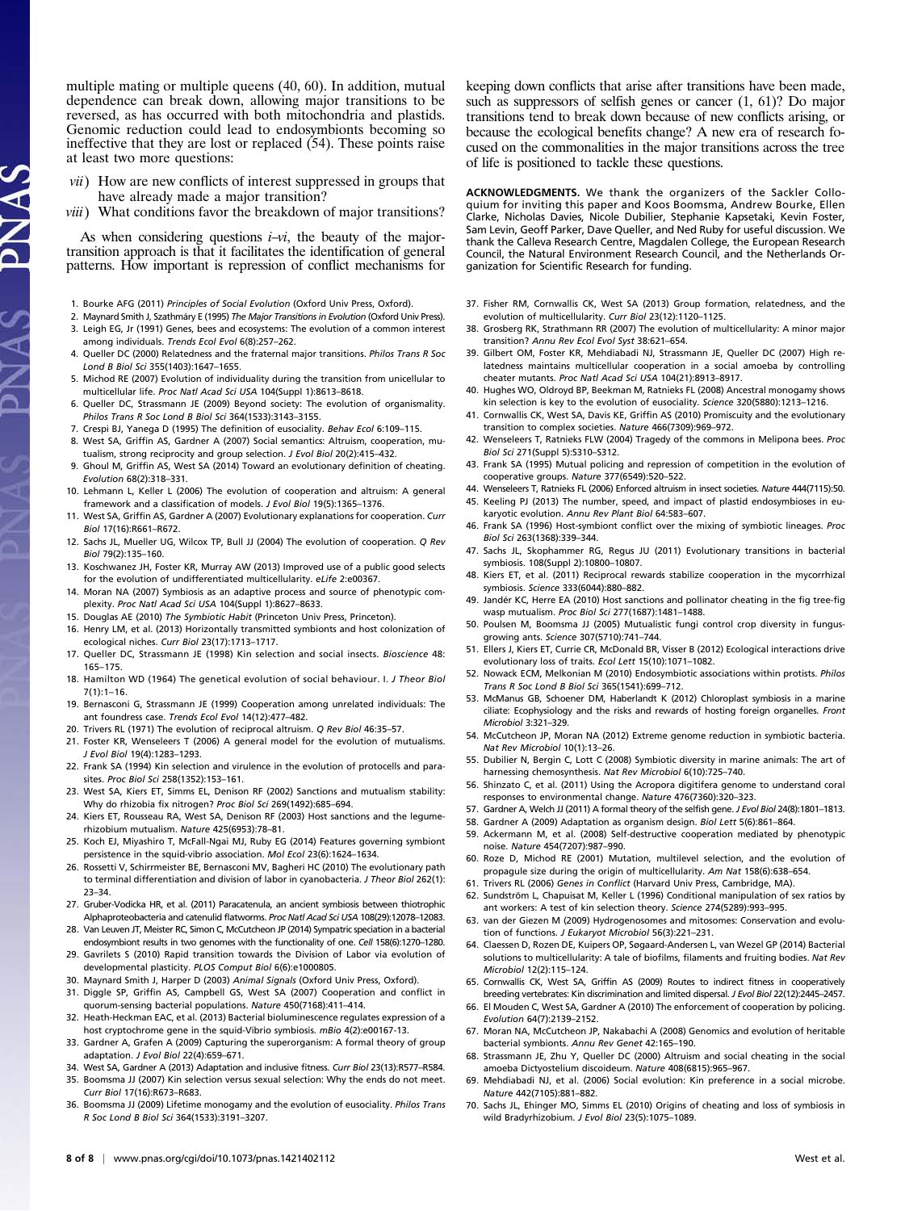multiple mating or multiple queens (40, 60). In addition, mutual dependence can break down, allowing major transitions to be reversed, as has occurred with both mitochondria and plastids. Genomic reduction could lead to endosymbionts becoming so ineffective that they are lost or replaced (54). These points raise at least two more questions:

*vii*) How are new conflicts of interest suppressed in groups that have already made a major transition?

*viii*) What conditions favor the breakdown of major transitions?

As when considering questions *i*–*vi*, the beauty of the major-transition approach is that it facilitates the identification of general patterns. How important is repression of conflict mechanisms for keeping down conflicts that arise after transitions have been made, such as suppressors of selfish genes or cancer (1, 61)? Do major transitions tend to break down because of new conflicts arising, or because the ecological benefits change? A new era of research focused on the commonalities in the major transitions across the tree of life is positioned to tackle these questions.

**ACKNOWLEDGMENTS.** We thank the organizers of the Sackler Colloquium for inviting this paper and Koos Boomsma, Andrew Bourke, Ellen Clarke, Nicholas Davies, Nicole Dubilier, Stephanie Kapsetaki, Kevin Foster, Sam Levin, Geoff Parker, Dave Queller, and Ned Ruby for useful discussion. We thank the Calleva Research Centre, Magdalen College, the European Research Council, the Natural Environment Research Council, and the Netherlands Organization for Scientific Research for funding.

1. Bourke AFG (2011) *Principles of Social Evolution* (Oxford Univ Press, Oxford).
2. Maynard Smith J, Szathmáry E (1995) *The Major Transitions in Evolution* (Oxford Univ Press).
3. Leigh EG, Jr (1991) Genes, bees and ecosystems: The evolution of a common interest among individuals. *Trends Ecol Evol* 6(8):257–262.
4. Queller DC (2000) Relatedness and the fraternal major transitions. *Philos Trans R Soc Lond B Biol Sci* 355(1403):1647–1655.
5. Michod RE (2007) Evolution of individuality during the transition from unicellular to multicellular life. *Proc Natl Acad Sci USA* 104(Suppl 1):8613–8618.
6. Queller DC, Strassmann JE (2009) Beyond society: The evolution of organismality. *Philos Trans R Soc Lond B Biol Sci* 364(1533):3143–3155.
7. Crespi BJ, Yanega D (1995) The definition of eusociality. *Behav Ecol* 6:109–115.
8. West SA, Griffin AS, Gardner A (2007) Social semantics: Altruism, cooperation, mutualism, strong reciprocity and group selection. *J Evol Biol* 20(2):415–432.
9. Ghoul M, Griffin AS, West SA (2014) Toward an evolutionary definition of cheating. *Evolution* 68(2):318–331.
10. Lehmann L, Keller L (2006) The evolution of cooperation and altruism: A general framework and a classification of models. *J Evol Biol* 19(5):1365–1376.
11. West SA, Griffin AS, Gardner A (2007) Evolutionary explanations for cooperation. *Curr Biol* 17(16):R661–R672.
12. Sachs JL, Mueller UG, Wilcox TP, Bull JJ (2004) The evolution of cooperation. *Q Rev Biol* 79(2):135–160.
13. Koschwanez JH, Foster KR, Murray AW (2013) Improved use of a public good selects for the evolution of undifferentiated multicellularity. *eLife* 2:e00367.
14. Moran NA (2007) Symbiosis as an adaptive process and source of phenotypic complexity. *Proc Natl Acad Sci USA* 104(Suppl 1):8627–8633.
15. Douglas AE (2010) *The Symbiotic Habit* (Princeton Univ Press, Princeton).
16. Henry LM, et al. (2013) Horizontally transmitted symbionts and host colonization of ecological niches. *Curr Biol* 23(17):1713–1717.
17. Queller DC, Strassmann JE (1998) Kin selection and social insects. *Bioscience* 48: 165–175.
18. Hamilton WD (1964) The genetical evolution of social behaviour. I. *J Theor Biol* 7(1):1–16.
19. Bernasconi G, Strassmann JE (1999) Cooperation among unrelated individuals: The ant foundress case. *Trends Ecol Evol* 14(12):477–482.
20. Trivers RL (1971) The evolution of reciprocal altruism. *Q Rev Biol* 46:35–57.
21. Foster KR, Wenseleers T (2006) A general model for the evolution of mutualisms. *J Evol Biol* 19(4):1283–1293.
22. Frank SA (1994) Kin selection and virulence in the evolution of protocells and parasites. *Proc Biol Sci* 258(1352):153–161.
23. West SA, Kiers ET, Simms EL, Denison RF (2002) Sanctions and mutualism stability: Why do rhizobia fix nitrogen? *Proc Biol Sci* 269(1492):685–694.
24. Kiers ET, Rousseau RA, West SA, Denison RF (2003) Host sanctions and the legume-rhizobium mutualism. *Nature* 425(6953):78–81.
25. Koch EJ, Miyashiro T, McFall-Ngai MJ, Ruby EG (2014) Features governing symbiont persistence in the squid-vibrio association. *Mol Ecol* 23(6):1624–1634.
26. Rossetti V, Schirrmeister BE, Bernasconi MV, Bagheri HC (2010) The evolutionary path to terminal differentiation and division of labor in cyanobacteria. *J Theor Biol* 262(1): 23–34.
27. Gruber-Vodicka HR, et al. (2011) Paracatenula, an ancient symbiosis between thiotrophic Alphaproteobacteria and catenulid flatworms. *Proc Natl Acad Sci USA* 108(29):12078–12083.
28. Van Leuven JT, Meister RC, Simon C, McCutcheon JP (2014) Sympatric speciation in a bacterial endosymbiont results in two genomes with the functionality of one. *Cell* 158(6):1270–1280.
29. Gavrilets S (2010) Rapid transition towards the Division of Labor via evolution of developmental plasticity. *PLOS Comput Biol* 6(6):e1000805.
30. Maynard Smith J, Harper D (2003) *Animal Signals* (Oxford Univ Press, Oxford).
31. Diggle SP, Griffin AS, Campbell GS, West SA (2007) Cooperation and conflict in quorum-sensing bacterial populations. *Nature* 450(7168):411–414.
32. Heath-Heckman EAC, et al. (2013) Bacterial bioluminescence regulates expression of a host cryptochrome gene in the squid-Vibrio symbiosis. *mBio* 4(2):e00167-13.
33. Gardner A, Grafen A (2009) Capturing the superorganism: A formal theory of group adaptation. *J Evol Biol* 22(4):659–671.
34. West SA, Gardner A (2013) Adaptation and inclusive fitness. *Curr Biol* 23(13):R577–R584.
35. Boomsma JJ (2007) Kin selection versus sexual selection: Why the ends do not meet. *Curr Biol* 17(16):R673–R683.
36. Boomsma JJ (2009) Lifetime monogamy and the evolution of eusociality. *Philos Trans R Soc Lond B Biol Sci* 364(1533):3191–3207.
37. Fisher RM, Cornwallis CK, West SA (2013) Group formation, relatedness, and the evolution of multicellularity. *Curr Biol* 23(12):1120–1125.
38. Grosberg RK, Strathmann RR (2007) The evolution of multicellularity: A minor major transition? *Annu Rev Ecol Evol Syst* 38:621–654.
39. Gilbert OM, Foster KR, Mehdiabadi NJ, Strassmann JE, Queller DC (2007) High relatedness maintains multicellular cooperation in a social amoeba by controlling cheater mutants. *Proc Natl Acad Sci USA* 104(21):8913–8917.
40. Hughes WO, Oldroyd BP, Beekman M, Ratnieks FL (2008) Ancestral monogamy shows kin selection is key to the evolution of eusociality. *Science* 320(5880):1213–1216.
41. Cornwallis CK, West SA, Davis KE, Griffin AS (2010) Promiscuity and the evolutionary transition to complex societies. *Nature* 466(7309):969–972.
42. Wenseleers T, Ratnieks FLW (2004) Tragedy of the commons in Melipona bees. *Proc Biol Sci* 271(Suppl 5):S310–S312.
43. Frank SA (1995) Mutual policing and repression of competition in the evolution of cooperative groups. *Nature* 377(6549):520–522.
44. Wenseleers T, Ratnieks FL (2006) Enforced altruism in insect societies. *Nature* 444(7115):50.
45. Keeling PJ (2013) The number, speed, and impact of plastid endosymbioses in eukaryotic evolution. *Annu Rev Plant Biol* 64:583–607.
46. Frank SA (1996) Host-symbiont conflict over the mixing of symbiotic lineages. *Proc Biol Sci* 263(1368):339–344.
47. Sachs JL, Skophammer RG, Regus JU (2011) Evolutionary transitions in bacterial symbiosis. 108(Suppl 2):10800–10807.
48. Kiers ET, et al. (2011) Reciprocal rewards stabilize cooperation in the mycorrhizal symbiosis. *Science* 333(6044):880–882.
49. Jandér KC, Herre EA (2010) Host sanctions and pollinator cheating in the fig tree-fig wasp mutualism. *Proc Biol Sci* 277(1687):1481–1488.
50. Poulsen M, Boomsma JJ (2005) Mutualistic fungi control crop diversity in fungus-growing ants. *Science* 307(5710):741–744.
51. Ellers J, Kiers ET, Currie CR, McDonald BR, Visser B (2012) Ecological interactions drive evolutionary loss of traits. *Ecol Lett* 15(10):1071–1082.
52. Nowack ECM, Melkonian M (2010) Endosymbiotic associations within protists. *Philos Trans R Soc Lond B Biol Sci* 365(1541):699–712.
53. McManus GB, Schoener DM, Haberlandt K (2012) Chloroplast symbiosis in a marine ciliate: Ecophysiology and the risks and rewards of hosting foreign organelles. *Front Microbiol* 3:321–329.
54. McCutcheon JP, Moran NA (2012) Extreme genome reduction in symbiotic bacteria. *Nat Rev Microbiol* 10(1):13–26.
55. Dubilier N, Bergin C, Lott C (2008) Symbiotic diversity in marine animals: The art of harnessing chemosynthesis. *Nat Rev Microbiol* 6(10):725–740.
56. Shinzato C, et al. (2011) Using the Acropora digitifera genome to understand coral responses to environmental change. *Nature* 476(7360):320–323.
57. Gardner A, Welch JJ (2011) A formal theory of the selfish gene. *J Evol Biol* 24(8):1801–1813.
58. Gardner A (2009) Adaptation as organism design. *Biol Lett* 5(6):861–864.
59. Ackermann M, et al. (2008) Self-destructive cooperation mediated by phenotypic noise. *Nature* 454(7207):987–990.
60. Roze D, Michod RE (2001) Mutation, multilevel selection, and the evolution of propagule size during the origin of multicellularity. *Am Nat* 158(6):638–654.
61. Trivers RL (2006) *Genes in Conflict* (Harvard Univ Press, Cambridge, MA).
62. Sundström L, Chapuisat M, Keller L (1996) Conditional manipulation of sex ratios by ant workers: A test of kin selection theory. *Science* 274(5289):993–995.
63. van der Giezen M (2009) Hydrogenosomes and mitosomes: Conservation and evolution of functions. *J Eukaryot Microbiol* 56(3):221–231.
64. Claessen D, Rozen DE, Kuipers OP, Søgaard-Andersen L, van Wezel GP (2014) Bacterial solutions to multicellularity: A tale of biofilms, filaments and fruiting bodies. *Nat Rev Microbiol* 12(2):115–124.
65. Cornwallis CK, West SA, Griffin AS (2009) Routes to indirect fitness in cooperatively breeding vertebrates: Kin discrimination and limited dispersal. *J Evol Biol* 22(12):2445–2457.
66. El Mouden C, West SA, Gardner A (2010) The enforcement of cooperation by policing. *Evolution* 64(7):2139–2152.
67. Moran NA, McCutcheon JP, Nakabachi A (2008) Genomics and evolution of heritable bacterial symbionts. *Annu Rev Genet* 42:165–190.
68. Strassmann JE, Zhu Y, Queller DC (2000) Altruism and social cheating in the social amoeba Dictyostelium discoideum. *Nature* 408(6815):965–967.
69. Mehdiabadi NJ, et al. (2006) Social evolution: Kin preference in a social microbe. *Nature* 442(7105):881–882.
70. Sachs JL, Ehinger MO, Simms EL (2010) Origins of cheating and loss of symbiosis in wild Bradyrhizobium. *J Evol Biol* 23(5):1075–1089.